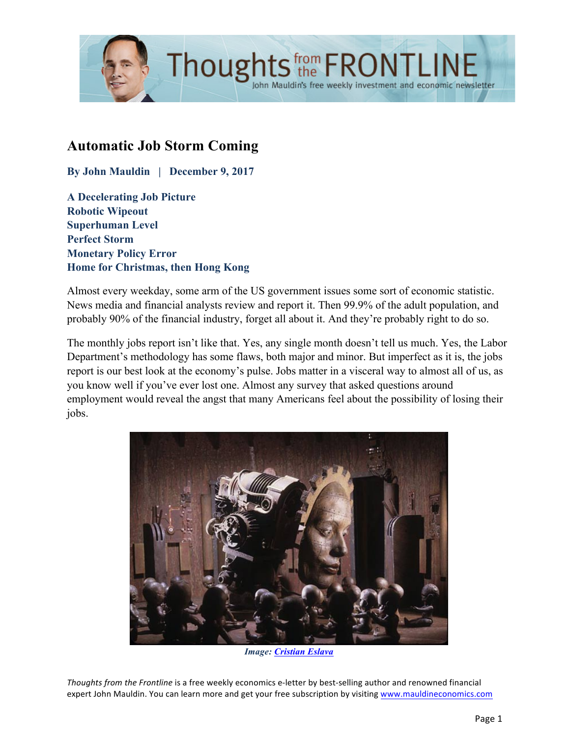# Automatic Job Storm Coming

**By John Mauldin | December 9, 2017**

**A Decelerating Job Picture**
**Robotic Wipeout**
**Superhuman Level**
**Perfect Storm**
**Monetary Policy Error**
**Home for Christmas, then Hong Kong**

Almost every weekday, some arm of the US government issues some sort of economic statistic. News media and financial analysts review and report it. Then 99.9% of the adult population, and probably 90% of the financial industry, forget all about it. And they're probably right to do so.

The monthly jobs report isn't like that. Yes, any single month doesn't tell us much. Yes, the Labor Department's methodology has some flaws, both major and minor. But imperfect as it is, the jobs report is our best look at the economy's pulse. Jobs matter in a visceral way to almost all of us, as you know well if you've ever lost one. Almost any survey that asked questions around employment would reveal the angst that many Americans feel about the possibility of losing their jobs.

*Image: Cristian Eslava*

*Thoughts from the Frontline* is a free weekly economics e-letter by best-selling author and renowned financial expert John Mauldin. You can learn more and get your free subscription by visiting www.mauldineconomics.com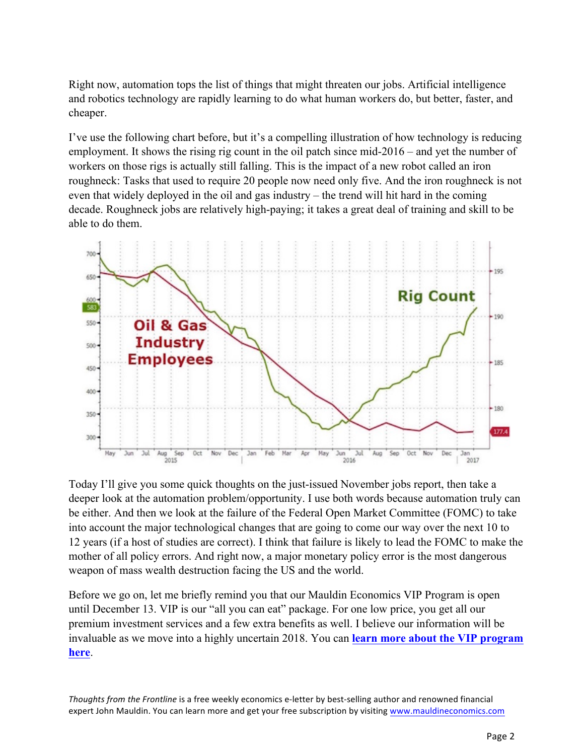Right now, automation tops the list of things that might threaten our jobs. Artificial intelligence and robotics technology are rapidly learning to do what human workers do, but better, faster, and cheaper.

I've use the following chart before, but it's a compelling illustration of how technology is reducing employment. It shows the rising rig count in the oil patch since mid-2016 – and yet the number of workers on those rigs is actually still falling. This is the impact of a new robot called an iron roughneck: Tasks that used to require 20 people now need only five. And the iron roughneck is not even that widely deployed in the oil and gas industry – the trend will hit hard in the coming decade. Roughneck jobs are relatively high-paying; it takes a great deal of training and skill to be able to do them.

Today I'll give you some quick thoughts on the just-issued November jobs report, then take a deeper look at the automation problem/opportunity. I use both words because automation truly can be either. And then we look at the failure of the Federal Open Market Committee (FOMC) to take into account the major technological changes that are going to come our way over the next 10 to 12 years (if a host of studies are correct). I think that failure is likely to lead the FOMC to make the mother of all policy errors. And right now, a major monetary policy error is the most dangerous weapon of mass wealth destruction facing the US and the world.

Before we go on, let me briefly remind you that our Mauldin Economics VIP Program is open until December 13. VIP is our "all you can eat" package. For one low price, you get all our premium investment services and a few extra benefits as well. I believe our information will be invaluable as we move into a highly uncertain 2018. You can **learn more about the VIP program here**.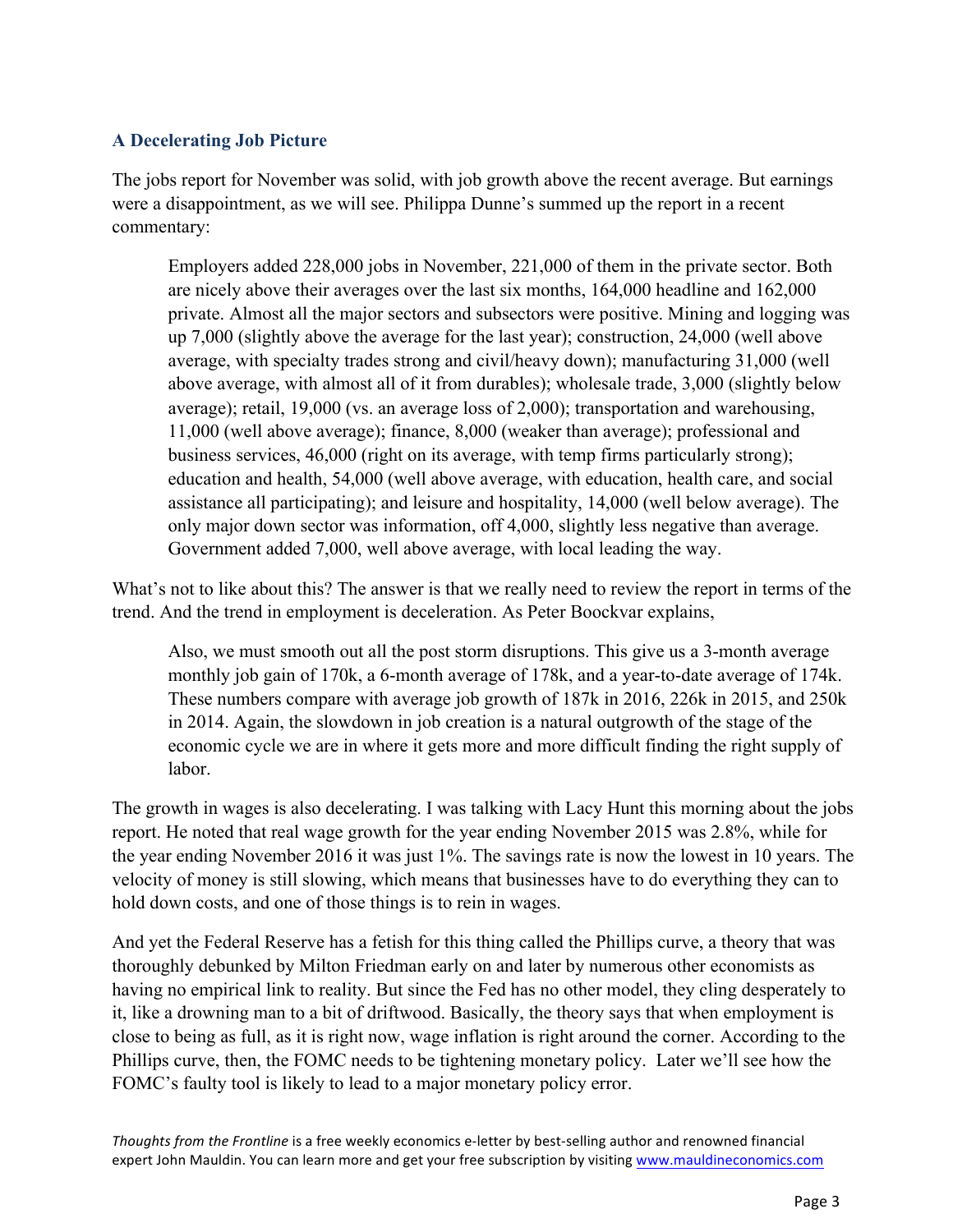### A Decelerating Job Picture

The jobs report for November was solid, with job growth above the recent average. But earnings were a disappointment, as we will see. Philippa Dunne's summed up the report in a recent commentary:

> Employers added 228,000 jobs in November, 221,000 of them in the private sector. Both are nicely above their averages over the last six months, 164,000 headline and 162,000 private. Almost all the major sectors and subsectors were positive. Mining and logging was up 7,000 (slightly above the average for the last year); construction, 24,000 (well above average, with specialty trades strong and civil/heavy down); manufacturing 31,000 (well above average, with almost all of it from durables); wholesale trade, 3,000 (slightly below average); retail, 19,000 (vs. an average loss of 2,000); transportation and warehousing, 11,000 (well above average); finance, 8,000 (weaker than average); professional and business services, 46,000 (right on its average, with temp firms particularly strong); education and health, 54,000 (well above average, with education, health care, and social assistance all participating); and leisure and hospitality, 14,000 (well below average). The only major down sector was information, off 4,000, slightly less negative than average. Government added 7,000, well above average, with local leading the way.

What's not to like about this? The answer is that we really need to review the report in terms of the trend. And the trend in employment is deceleration. As Peter Boockvar explains,

> Also, we must smooth out all the post storm disruptions. This give us a 3-month average monthly job gain of 170k, a 6-month average of 178k, and a year-to-date average of 174k. These numbers compare with average job growth of 187k in 2016, 226k in 2015, and 250k in 2014. Again, the slowdown in job creation is a natural outgrowth of the stage of the economic cycle we are in where it gets more and more difficult finding the right supply of labor.

The growth in wages is also decelerating. I was talking with Lacy Hunt this morning about the jobs report. He noted that real wage growth for the year ending November 2015 was 2.8%, while for the year ending November 2016 it was just 1%. The savings rate is now the lowest in 10 years. The velocity of money is still slowing, which means that businesses have to do everything they can to hold down costs, and one of those things is to rein in wages.

And yet the Federal Reserve has a fetish for this thing called the Phillips curve, a theory that was thoroughly debunked by Milton Friedman early on and later by numerous other economists as having no empirical link to reality. But since the Fed has no other model, they cling desperately to it, like a drowning man to a bit of driftwood. Basically, the theory says that when employment is close to being as full, as it is right now, wage inflation is right around the corner. According to the Phillips curve, then, the FOMC needs to be tightening monetary policy. Later we'll see how the FOMC's faulty tool is likely to lead to a major monetary policy error.

*Thoughts from the Frontline* is a free weekly economics e-letter by best-selling author and renowned financial expert John Mauldin. You can learn more and get your free subscription by visiting www.mauldineconomics.com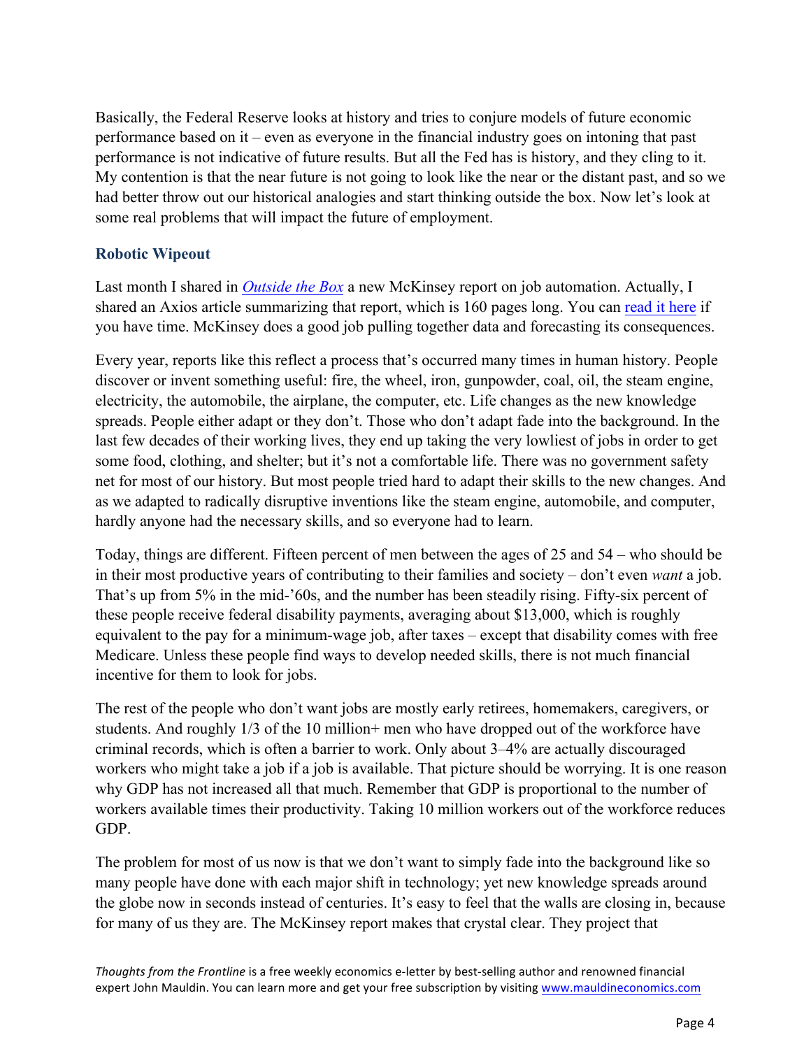Basically, the Federal Reserve looks at history and tries to conjure models of future economic performance based on it – even as everyone in the financial industry goes on intoning that past performance is not indicative of future results. But all the Fed has is history, and they cling to it. My contention is that the near future is not going to look like the near or the distant past, and so we had better throw out our historical analogies and start thinking outside the box. Now let's look at some real problems that will impact the future of employment.

### Robotic Wipeout

Last month I shared in *Outside the Box* a new McKinsey report on job automation. Actually, I shared an Axios article summarizing that report, which is 160 pages long. You can read it here if you have time. McKinsey does a good job pulling together data and forecasting its consequences.

Every year, reports like this reflect a process that's occurred many times in human history. People discover or invent something useful: fire, the wheel, iron, gunpowder, coal, oil, the steam engine, electricity, the automobile, the airplane, the computer, etc. Life changes as the new knowledge spreads. People either adapt or they don't. Those who don't adapt fade into the background. In the last few decades of their working lives, they end up taking the very lowliest of jobs in order to get some food, clothing, and shelter; but it's not a comfortable life. There was no government safety net for most of our history. But most people tried hard to adapt their skills to the new changes. And as we adapted to radically disruptive inventions like the steam engine, automobile, and computer, hardly anyone had the necessary skills, and so everyone had to learn.

Today, things are different. Fifteen percent of men between the ages of 25 and 54 – who should be in their most productive years of contributing to their families and society – don't even *want* a job. That's up from 5% in the mid-'60s, and the number has been steadily rising. Fifty-six percent of these people receive federal disability payments, averaging about $13,000, which is roughly equivalent to the pay for a minimum-wage job, after taxes – except that disability comes with free Medicare. Unless these people find ways to develop needed skills, there is not much financial incentive for them to look for jobs.

The rest of the people who don't want jobs are mostly early retirees, homemakers, caregivers, or students. And roughly 1/3 of the 10 million+ men who have dropped out of the workforce have criminal records, which is often a barrier to work. Only about 3–4% are actually discouraged workers who might take a job if a job is available. That picture should be worrying. It is one reason why GDP has not increased all that much. Remember that GDP is proportional to the number of workers available times their productivity. Taking 10 million workers out of the workforce reduces GDP.

The problem for most of us now is that we don't want to simply fade into the background like so many people have done with each major shift in technology; yet new knowledge spreads around the globe now in seconds instead of centuries. It's easy to feel that the walls are closing in, because for many of us they are. The McKinsey report makes that crystal clear. They project that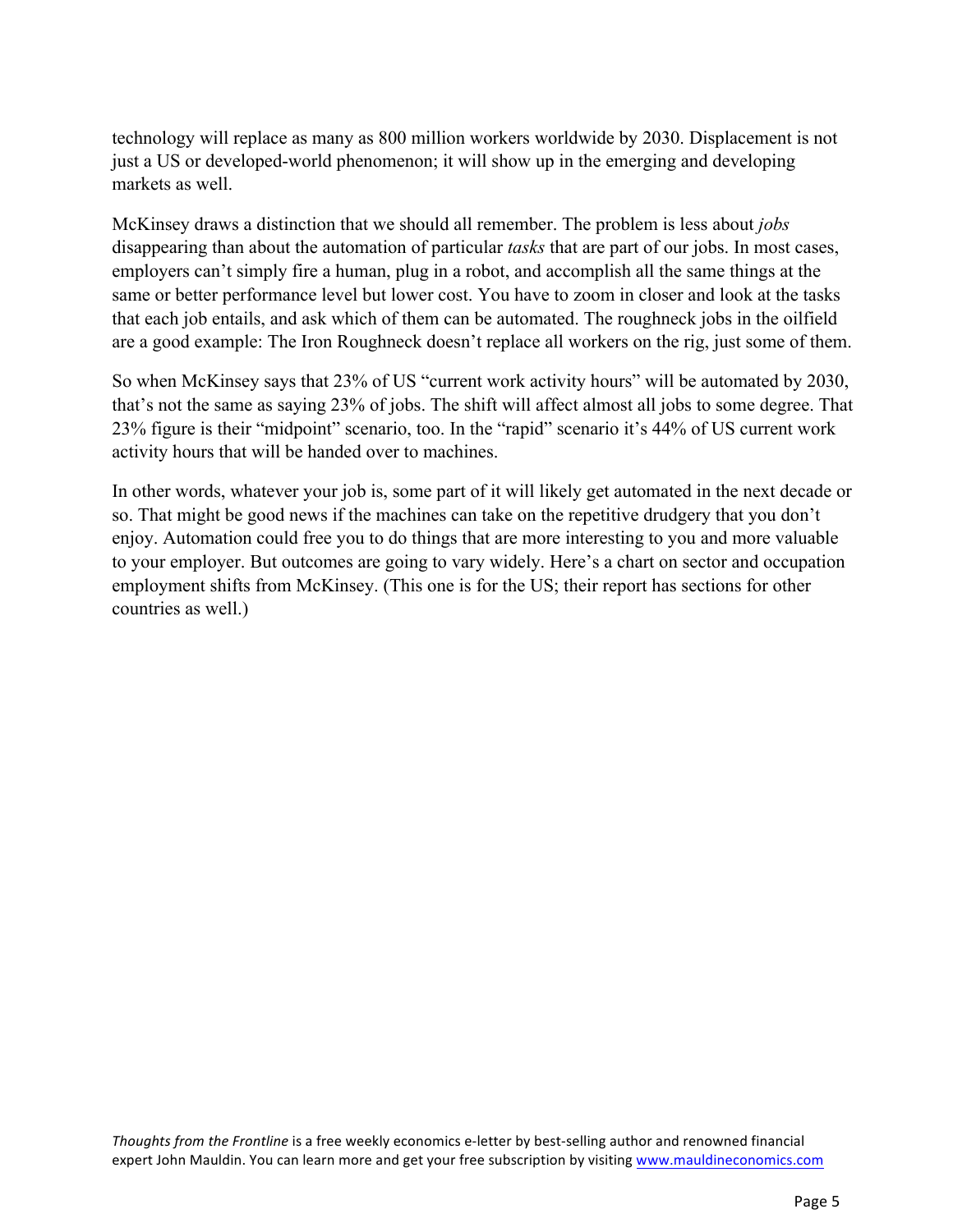technology will replace as many as 800 million workers worldwide by 2030. Displacement is not just a US or developed-world phenomenon; it will show up in the emerging and developing markets as well.

McKinsey draws a distinction that we should all remember. The problem is less about *jobs* disappearing than about the automation of particular *tasks* that are part of our jobs. In most cases, employers can't simply fire a human, plug in a robot, and accomplish all the same things at the same or better performance level but lower cost. You have to zoom in closer and look at the tasks that each job entails, and ask which of them can be automated. The roughneck jobs in the oilfield are a good example: The Iron Roughneck doesn't replace all workers on the rig, just some of them.

So when McKinsey says that 23% of US "current work activity hours" will be automated by 2030, that's not the same as saying 23% of jobs. The shift will affect almost all jobs to some degree. That 23% figure is their "midpoint" scenario, too. In the "rapid" scenario it's 44% of US current work activity hours that will be handed over to machines.

In other words, whatever your job is, some part of it will likely get automated in the next decade or so. That might be good news if the machines can take on the repetitive drudgery that you don't enjoy. Automation could free you to do things that are more interesting to you and more valuable to your employer. But outcomes are going to vary widely. Here's a chart on sector and occupation employment shifts from McKinsey. (This one is for the US; their report has sections for other countries as well.)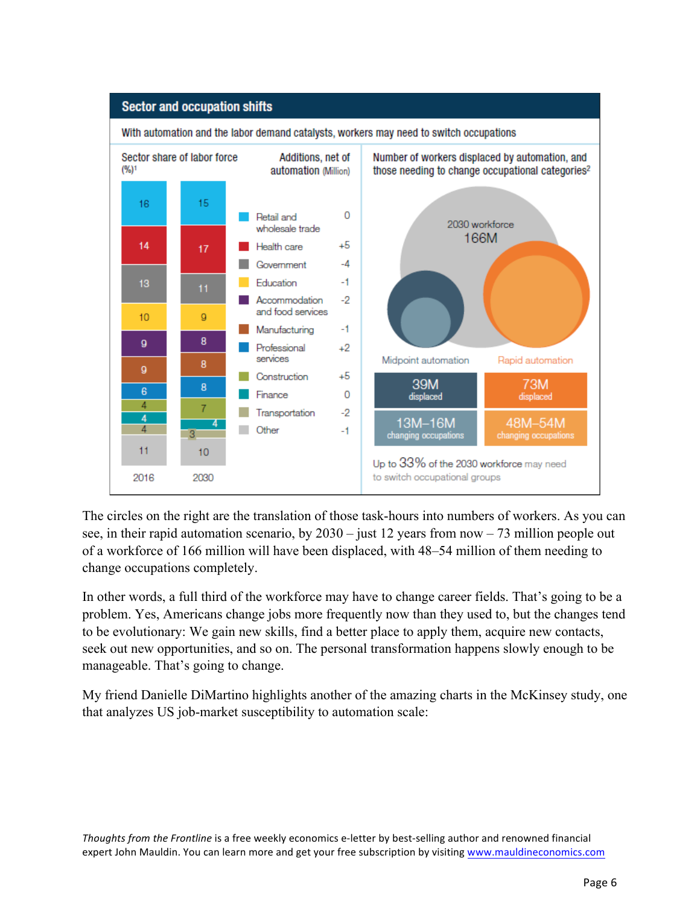**Sector and occupation shifts**

With automation and the labor demand catalysts, workers may need to switch occupations

Sector share of labor force (%)[1]

| Sector | 2016 | 2030 | Additions, net of automation (Million) |
|---|---|---|---|
| Retail and wholesale trade | 16 | 15 | 0 |
| Health care | 14 | 17 | +5 |
| Government | 13 | 11 | -4 |
| Education | 10 | 9 | -1 |
| Accommodation and food services | 9 | 8 | -2 |
| Manufacturing | 9 | 8 | -1 |
| Professional services | 6 | 8 | +2 |
| Construction | 4 | 7 | +5 |
| Finance | 4 | 4 | 0 |
| Transportation | 4 | 3 | -2 |
| Other | 11 | 10 | -1 |

Number of workers displaced by automation, and those needing to change occupational categories[2]

2030 workforce 166M

| | Midpoint automation | Rapid automation |
|---|---|---|
| Displaced | 39M | 73M |
| Changing occupations | 13M–16M | 48M–54M |

Up to 33% of the 2030 workforce may need to switch occupational groups

The circles on the right are the translation of those task-hours into numbers of workers. As you can see, in their rapid automation scenario, by 2030 – just 12 years from now – 73 million people out of a workforce of 166 million will have been displaced, with 48–54 million of them needing to change occupations completely.

In other words, a full third of the workforce may have to change career fields. That's going to be a problem. Yes, Americans change jobs more frequently now than they used to, but the changes tend to be evolutionary: We gain new skills, find a better place to apply them, acquire new contacts, seek out new opportunities, and so on. The personal transformation happens slowly enough to be manageable. That's going to change.

My friend Danielle DiMartino highlights another of the amazing charts in the McKinsey study, one that analyzes US job-market susceptibility to automation scale: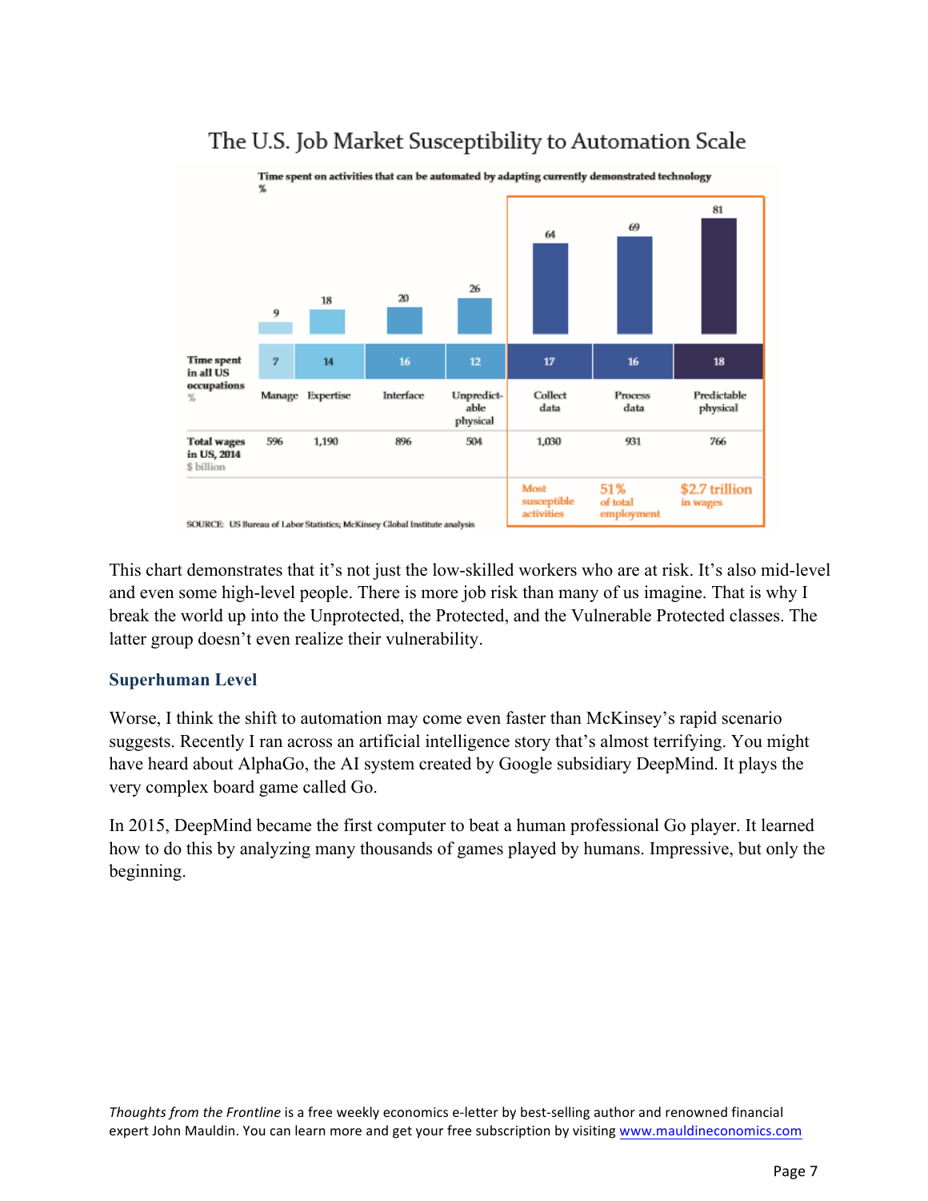## The U.S. Job Market Susceptibility to Automation Scale

Time spent on activities that can be automated by adapting currently demonstrated technology
%

| | Manage | Expertise | Interface | Unpredict-able physical | Collect data | Process data | Predictable physical |
|---|---|---|---|---|---|---|---|
| Time spent on activities that can be automated, % | 9 | 18 | 20 | 26 | 64 | 69 | 81 |
| Time spent in all US occupations, % | 7 | 14 | 16 | 12 | 17 | 16 | 18 |
| Total wages in US, 2014, $ billion | 596 | 1,190 | 896 | 504 | 1,030 | 931 | 766 |
| | | | | | Most susceptible activities | 51% of total employment | $2.7 trillion in wages |

SOURCE: US Bureau of Labor Statistics; McKinsey Global Institute analysis

This chart demonstrates that it's not just the low-skilled workers who are at risk. It's also mid-level and even some high-level people. There is more job risk than many of us imagine. That is why I break the world up into the Unprotected, the Protected, and the Vulnerable Protected classes. The latter group doesn't even realize their vulnerability.

### Superhuman Level

Worse, I think the shift to automation may come even faster than McKinsey's rapid scenario suggests. Recently I ran across an artificial intelligence story that's almost terrifying. You might have heard about AlphaGo, the AI system created by Google subsidiary DeepMind. It plays the very complex board game called Go.

In 2015, DeepMind became the first computer to beat a human professional Go player. It learned how to do this by analyzing many thousands of games played by humans. Impressive, but only the beginning.

*Thoughts from the Frontline* is a free weekly economics e-letter by best-selling author and renowned financial expert John Mauldin. You can learn more and get your free subscription by visiting www.mauldineconomics.com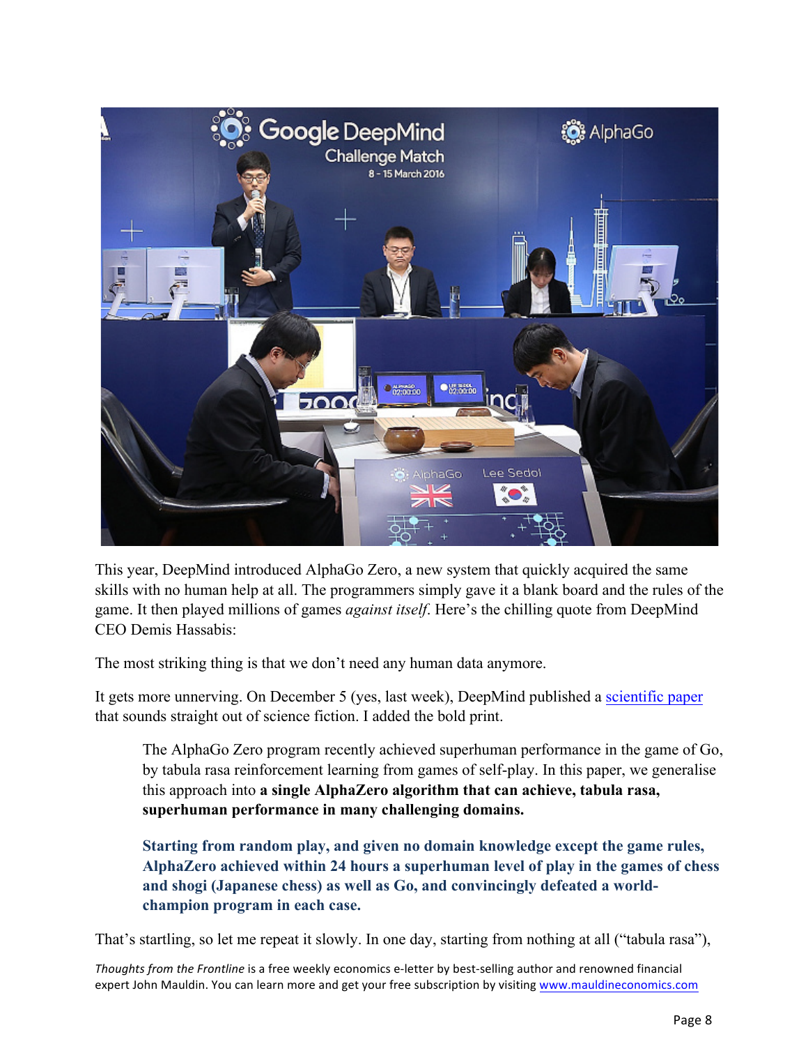This year, DeepMind introduced AlphaGo Zero, a new system that quickly acquired the same skills with no human help at all. The programmers simply gave it a blank board and the rules of the game. It then played millions of games *against itself*. Here's the chilling quote from DeepMind CEO Demis Hassabis:

The most striking thing is that we don't need any human data anymore.

It gets more unnerving. On December 5 (yes, last week), DeepMind published a [scientific paper](#) that sounds straight out of science fiction. I added the bold print.

> The AlphaGo Zero program recently achieved superhuman performance in the game of Go, by tabula rasa reinforcement learning from games of self-play. In this paper, we generalise this approach into **a single AlphaZero algorithm that can achieve, tabula rasa, superhuman performance in many challenging domains.**
>
> **Starting from random play, and given no domain knowledge except the game rules, AlphaZero achieved within 24 hours a superhuman level of play in the games of chess and shogi (Japanese chess) as well as Go, and convincingly defeated a world-champion program in each case.**

That's startling, so let me repeat it slowly. In one day, starting from nothing at all ("tabula rasa"),

*Thoughts from the Frontline* is a free weekly economics e-letter by best-selling author and renowned financial expert John Mauldin. You can learn more and get your free subscription by visiting [www.mauldineconomics.com](http://www.mauldineconomics.com)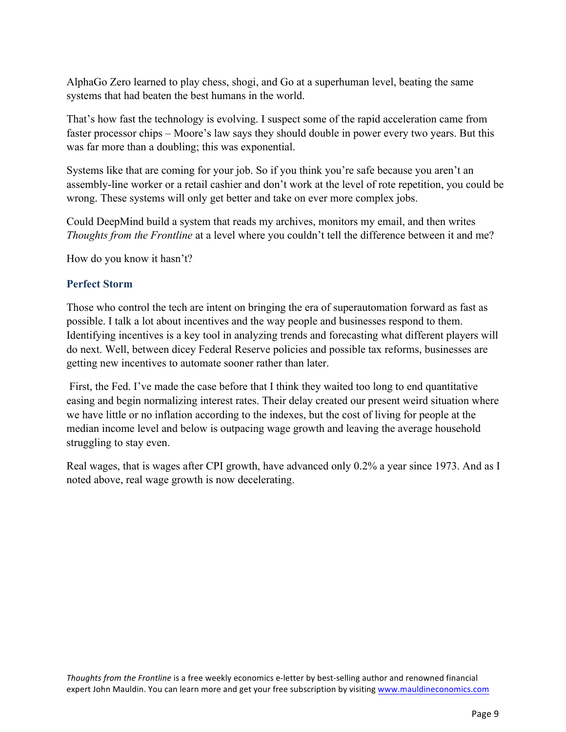AlphaGo Zero learned to play chess, shogi, and Go at a superhuman level, beating the same systems that had beaten the best humans in the world.

That's how fast the technology is evolving. I suspect some of the rapid acceleration came from faster processor chips – Moore's law says they should double in power every two years. But this was far more than a doubling; this was exponential.

Systems like that are coming for your job. So if you think you're safe because you aren't an assembly-line worker or a retail cashier and don't work at the level of rote repetition, you could be wrong. These systems will only get better and take on ever more complex jobs.

Could DeepMind build a system that reads my archives, monitors my email, and then writes *Thoughts from the Frontline* at a level where you couldn't tell the difference between it and me?

How do you know it hasn't?

### Perfect Storm

Those who control the tech are intent on bringing the era of superautomation forward as fast as possible. I talk a lot about incentives and the way people and businesses respond to them. Identifying incentives is a key tool in analyzing trends and forecasting what different players will do next. Well, between dicey Federal Reserve policies and possible tax reforms, businesses are getting new incentives to automate sooner rather than later.

First, the Fed. I've made the case before that I think they waited too long to end quantitative easing and begin normalizing interest rates. Their delay created our present weird situation where we have little or no inflation according to the indexes, but the cost of living for people at the median income level and below is outpacing wage growth and leaving the average household struggling to stay even.

Real wages, that is wages after CPI growth, have advanced only 0.2% a year since 1973. And as I noted above, real wage growth is now decelerating.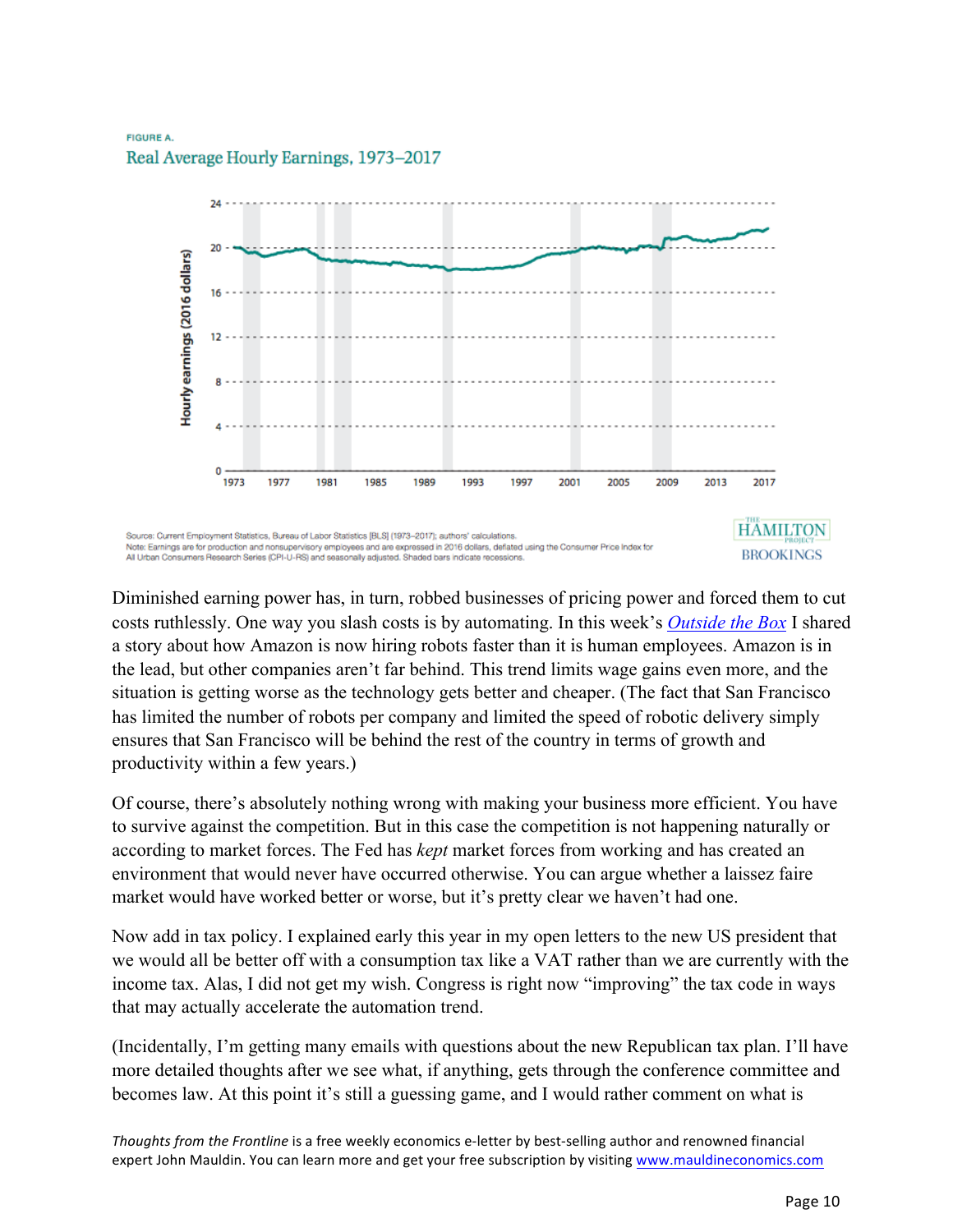FIGURE A.

Real Average Hourly Earnings, 1973–2017

Source: Current Employment Statistics, Bureau of Labor Statistics [BLS] (1973–2017); authors' calculations.
Note: Earnings are for production and nonsupervisory employees and are expressed in 2016 dollars, deflated using the Consumer Price Index for All Urban Consumers Research Series (CPI-U-RS) and seasonally adjusted. Shaded bars indicate recessions.

Diminished earning power has, in turn, robbed businesses of pricing power and forced them to cut costs ruthlessly. One way you slash costs is by automating. In this week's *Outside the Box* I shared a story about how Amazon is now hiring robots faster than it is human employees. Amazon is in the lead, but other companies aren't far behind. This trend limits wage gains even more, and the situation is getting worse as the technology gets better and cheaper. (The fact that San Francisco has limited the number of robots per company and limited the speed of robotic delivery simply ensures that San Francisco will be behind the rest of the country in terms of growth and productivity within a few years.)

Of course, there's absolutely nothing wrong with making your business more efficient. You have to survive against the competition. But in this case the competition is not happening naturally or according to market forces. The Fed has *kept* market forces from working and has created an environment that would never have occurred otherwise. You can argue whether a laissez faire market would have worked better or worse, but it's pretty clear we haven't had one.

Now add in tax policy. I explained early this year in my open letters to the new US president that we would all be better off with a consumption tax like a VAT rather than we are currently with the income tax. Alas, I did not get my wish. Congress is right now "improving" the tax code in ways that may actually accelerate the automation trend.

(Incidentally, I'm getting many emails with questions about the new Republican tax plan. I'll have more detailed thoughts after we see what, if anything, gets through the conference committee and becomes law. At this point it's still a guessing game, and I would rather comment on what is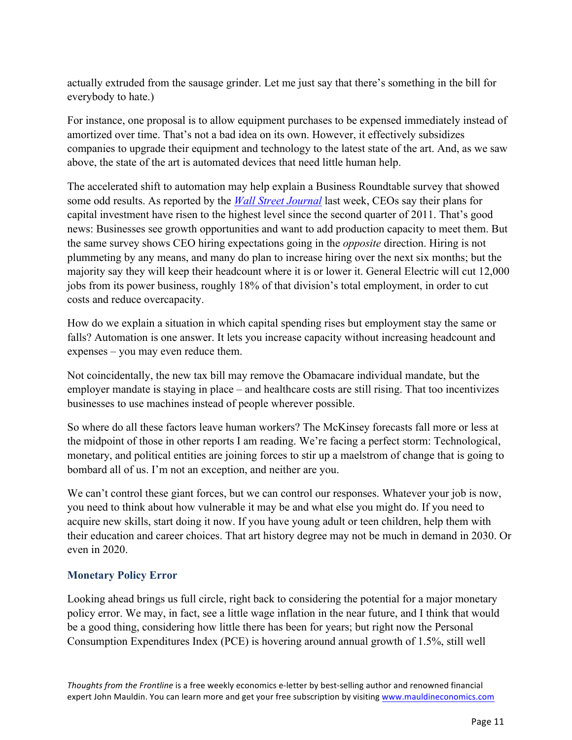actually extruded from the sausage grinder. Let me just say that there's something in the bill for everybody to hate.)

For instance, one proposal is to allow equipment purchases to be expensed immediately instead of amortized over time. That's not a bad idea on its own. However, it effectively subsidizes companies to upgrade their equipment and technology to the latest state of the art. And, as we saw above, the state of the art is automated devices that need little human help.

The accelerated shift to automation may help explain a Business Roundtable survey that showed some odd results. As reported by the [*Wall Street Journal*] last week, CEOs say their plans for capital investment have risen to the highest level since the second quarter of 2011. That's good news: Businesses see growth opportunities and want to add production capacity to meet them. But the same survey shows CEO hiring expectations going in the *opposite* direction. Hiring is not plummeting by any means, and many do plan to increase hiring over the next six months; but the majority say they will keep their headcount where it is or lower it. General Electric will cut 12,000 jobs from its power business, roughly 18% of that division's total employment, in order to cut costs and reduce overcapacity.

How do we explain a situation in which capital spending rises but employment stay the same or falls? Automation is one answer. It lets you increase capacity without increasing headcount and expenses – you may even reduce them.

Not coincidentally, the new tax bill may remove the Obamacare individual mandate, but the employer mandate is staying in place – and healthcare costs are still rising. That too incentivizes businesses to use machines instead of people wherever possible.

So where do all these factors leave human workers? The McKinsey forecasts fall more or less at the midpoint of those in other reports I am reading. We're facing a perfect storm: Technological, monetary, and political entities are joining forces to stir up a maelstrom of change that is going to bombard all of us. I'm not an exception, and neither are you.

We can't control these giant forces, but we can control our responses. Whatever your job is now, you need to think about how vulnerable it may be and what else you might do. If you need to acquire new skills, start doing it now. If you have young adult or teen children, help them with their education and career choices. That art history degree may not be much in demand in 2030. Or even in 2020.

### Monetary Policy Error

Looking ahead brings us full circle, right back to considering the potential for a major monetary policy error. We may, in fact, see a little wage inflation in the near future, and I think that would be a good thing, considering how little there has been for years; but right now the Personal Consumption Expenditures Index (PCE) is hovering around annual growth of 1.5%, still well

*Thoughts from the Frontline* is a free weekly economics e-letter by best-selling author and renowned financial expert John Mauldin. You can learn more and get your free subscription by visiting www.mauldineconomics.com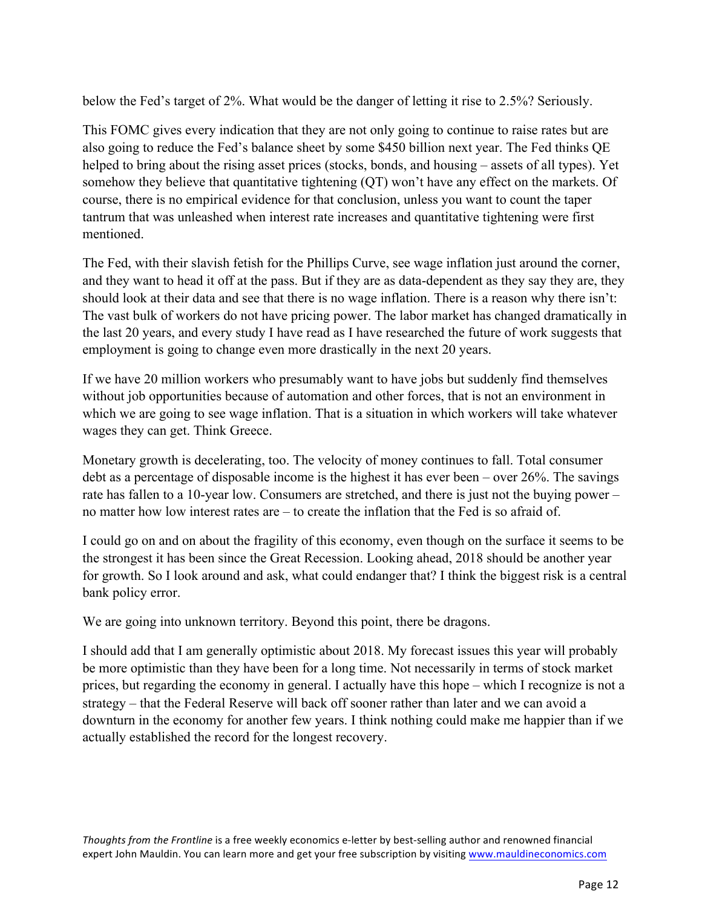below the Fed's target of 2%. What would be the danger of letting it rise to 2.5%? Seriously.

This FOMC gives every indication that they are not only going to continue to raise rates but are also going to reduce the Fed's balance sheet by some $450 billion next year. The Fed thinks QE helped to bring about the rising asset prices (stocks, bonds, and housing – assets of all types). Yet somehow they believe that quantitative tightening (QT) won't have any effect on the markets. Of course, there is no empirical evidence for that conclusion, unless you want to count the taper tantrum that was unleashed when interest rate increases and quantitative tightening were first mentioned.

The Fed, with their slavish fetish for the Phillips Curve, see wage inflation just around the corner, and they want to head it off at the pass. But if they are as data-dependent as they say they are, they should look at their data and see that there is no wage inflation. There is a reason why there isn't: The vast bulk of workers do not have pricing power. The labor market has changed dramatically in the last 20 years, and every study I have read as I have researched the future of work suggests that employment is going to change even more drastically in the next 20 years.

If we have 20 million workers who presumably want to have jobs but suddenly find themselves without job opportunities because of automation and other forces, that is not an environment in which we are going to see wage inflation. That is a situation in which workers will take whatever wages they can get. Think Greece.

Monetary growth is decelerating, too. The velocity of money continues to fall. Total consumer debt as a percentage of disposable income is the highest it has ever been – over 26%. The savings rate has fallen to a 10-year low. Consumers are stretched, and there is just not the buying power – no matter how low interest rates are – to create the inflation that the Fed is so afraid of.

I could go on and on about the fragility of this economy, even though on the surface it seems to be the strongest it has been since the Great Recession. Looking ahead, 2018 should be another year for growth. So I look around and ask, what could endanger that? I think the biggest risk is a central bank policy error.

We are going into unknown territory. Beyond this point, there be dragons.

I should add that I am generally optimistic about 2018. My forecast issues this year will probably be more optimistic than they have been for a long time. Not necessarily in terms of stock market prices, but regarding the economy in general. I actually have this hope – which I recognize is not a strategy – that the Federal Reserve will back off sooner rather than later and we can avoid a downturn in the economy for another few years. I think nothing could make me happier than if we actually established the record for the longest recovery.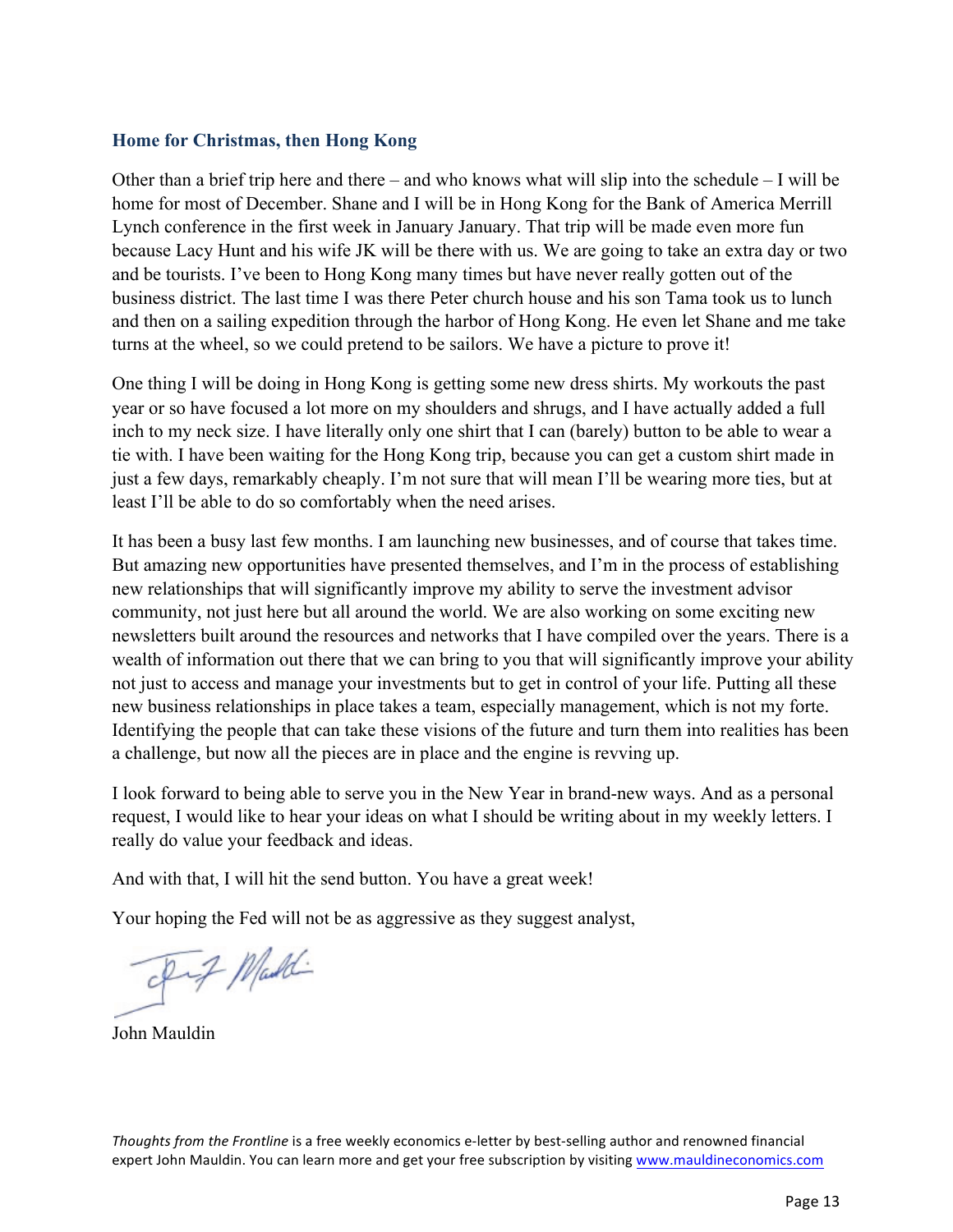### Home for Christmas, then Hong Kong

Other than a brief trip here and there – and who knows what will slip into the schedule – I will be home for most of December. Shane and I will be in Hong Kong for the Bank of America Merrill Lynch conference in the first week in January January. That trip will be made even more fun because Lacy Hunt and his wife JK will be there with us. We are going to take an extra day or two and be tourists. I've been to Hong Kong many times but have never really gotten out of the business district. The last time I was there Peter church house and his son Tama took us to lunch and then on a sailing expedition through the harbor of Hong Kong. He even let Shane and me take turns at the wheel, so we could pretend to be sailors. We have a picture to prove it!

One thing I will be doing in Hong Kong is getting some new dress shirts. My workouts the past year or so have focused a lot more on my shoulders and shrugs, and I have actually added a full inch to my neck size. I have literally only one shirt that I can (barely) button to be able to wear a tie with. I have been waiting for the Hong Kong trip, because you can get a custom shirt made in just a few days, remarkably cheaply. I'm not sure that will mean I'll be wearing more ties, but at least I'll be able to do so comfortably when the need arises.

It has been a busy last few months. I am launching new businesses, and of course that takes time. But amazing new opportunities have presented themselves, and I'm in the process of establishing new relationships that will significantly improve my ability to serve the investment advisor community, not just here but all around the world. We are also working on some exciting new newsletters built around the resources and networks that I have compiled over the years. There is a wealth of information out there that we can bring to you that will significantly improve your ability not just to access and manage your investments but to get in control of your life. Putting all these new business relationships in place takes a team, especially management, which is not my forte. Identifying the people that can take these visions of the future and turn them into realities has been a challenge, but now all the pieces are in place and the engine is revving up.

I look forward to being able to serve you in the New Year in brand-new ways. And as a personal request, I would like to hear your ideas on what I should be writing about in my weekly letters. I really do value your feedback and ideas.

And with that, I will hit the send button. You have a great week!

Your hoping the Fed will not be as aggressive as they suggest analyst,

John Mauldin

*Thoughts from the Frontline* is a free weekly economics e-letter by best-selling author and renowned financial expert John Mauldin. You can learn more and get your free subscription by visiting www.mauldineconomics.com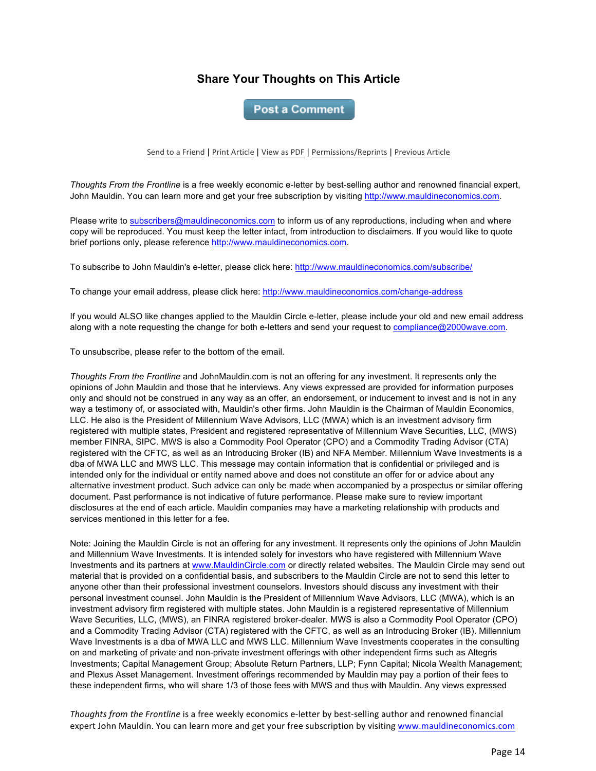## Share Your Thoughts on This Article

Post a Comment

Send to a Friend | Print Article | View as PDF | Permissions/Reprints | Previous Article

*Thoughts From the Frontline* is a free weekly economic e-letter by best-selling author and renowned financial expert, John Mauldin. You can learn more and get your free subscription by visiting http://www.mauldineconomics.com.

Please write to subscribers@mauldineconomics.com to inform us of any reproductions, including when and where copy will be reproduced. You must keep the letter intact, from introduction to disclaimers. If you would like to quote brief portions only, please reference http://www.mauldineconomics.com.

To subscribe to John Mauldin's e-letter, please click here: http://www.mauldineconomics.com/subscribe/

To change your email address, please click here: http://www.mauldineconomics.com/change-address

If you would ALSO like changes applied to the Mauldin Circle e-letter, please include your old and new email address along with a note requesting the change for both e-letters and send your request to compliance@2000wave.com.

To unsubscribe, please refer to the bottom of the email.

*Thoughts From the Frontline* and JohnMauldin.com is not an offering for any investment. It represents only the opinions of John Mauldin and those that he interviews. Any views expressed are provided for information purposes only and should not be construed in any way as an offer, an endorsement, or inducement to invest and is not in any way a testimony of, or associated with, Mauldin's other firms. John Mauldin is the Chairman of Mauldin Economics, LLC. He also is the President of Millennium Wave Advisors, LLC (MWA) which is an investment advisory firm registered with multiple states, President and registered representative of Millennium Wave Securities, LLC, (MWS) member FINRA, SIPC. MWS is also a Commodity Pool Operator (CPO) and a Commodity Trading Advisor (CTA) registered with the CFTC, as well as an Introducing Broker (IB) and NFA Member. Millennium Wave Investments is a dba of MWA LLC and MWS LLC. This message may contain information that is confidential or privileged and is intended only for the individual or entity named above and does not constitute an offer for or advice about any alternative investment product. Such advice can only be made when accompanied by a prospectus or similar offering document. Past performance is not indicative of future performance. Please make sure to review important disclosures at the end of each article. Mauldin companies may have a marketing relationship with products and services mentioned in this letter for a fee.

Note: Joining the Mauldin Circle is not an offering for any investment. It represents only the opinions of John Mauldin and Millennium Wave Investments. It is intended solely for investors who have registered with Millennium Wave Investments and its partners at www.MauldinCircle.com or directly related websites. The Mauldin Circle may send out material that is provided on a confidential basis, and subscribers to the Mauldin Circle are not to send this letter to anyone other than their professional investment counselors. Investors should discuss any investment with their personal investment counsel. John Mauldin is the President of Millennium Wave Advisors, LLC (MWA), which is an investment advisory firm registered with multiple states. John Mauldin is a registered representative of Millennium Wave Securities, LLC, (MWS), an FINRA registered broker-dealer. MWS is also a Commodity Pool Operator (CPO) and a Commodity Trading Advisor (CTA) registered with the CFTC, as well as an Introducing Broker (IB). Millennium Wave Investments is a dba of MWA LLC and MWS LLC. Millennium Wave Investments cooperates in the consulting on and marketing of private and non-private investment offerings with other independent firms such as Altegris Investments; Capital Management Group; Absolute Return Partners, LLP; Fynn Capital; Nicola Wealth Management; and Plexus Asset Management. Investment offerings recommended by Mauldin may pay a portion of their fees to these independent firms, who will share 1/3 of those fees with MWS and thus with Mauldin. Any views expressed

*Thoughts from the Frontline* is a free weekly economics e-letter by best-selling author and renowned financial expert John Mauldin. You can learn more and get your free subscription by visiting www.mauldineconomics.com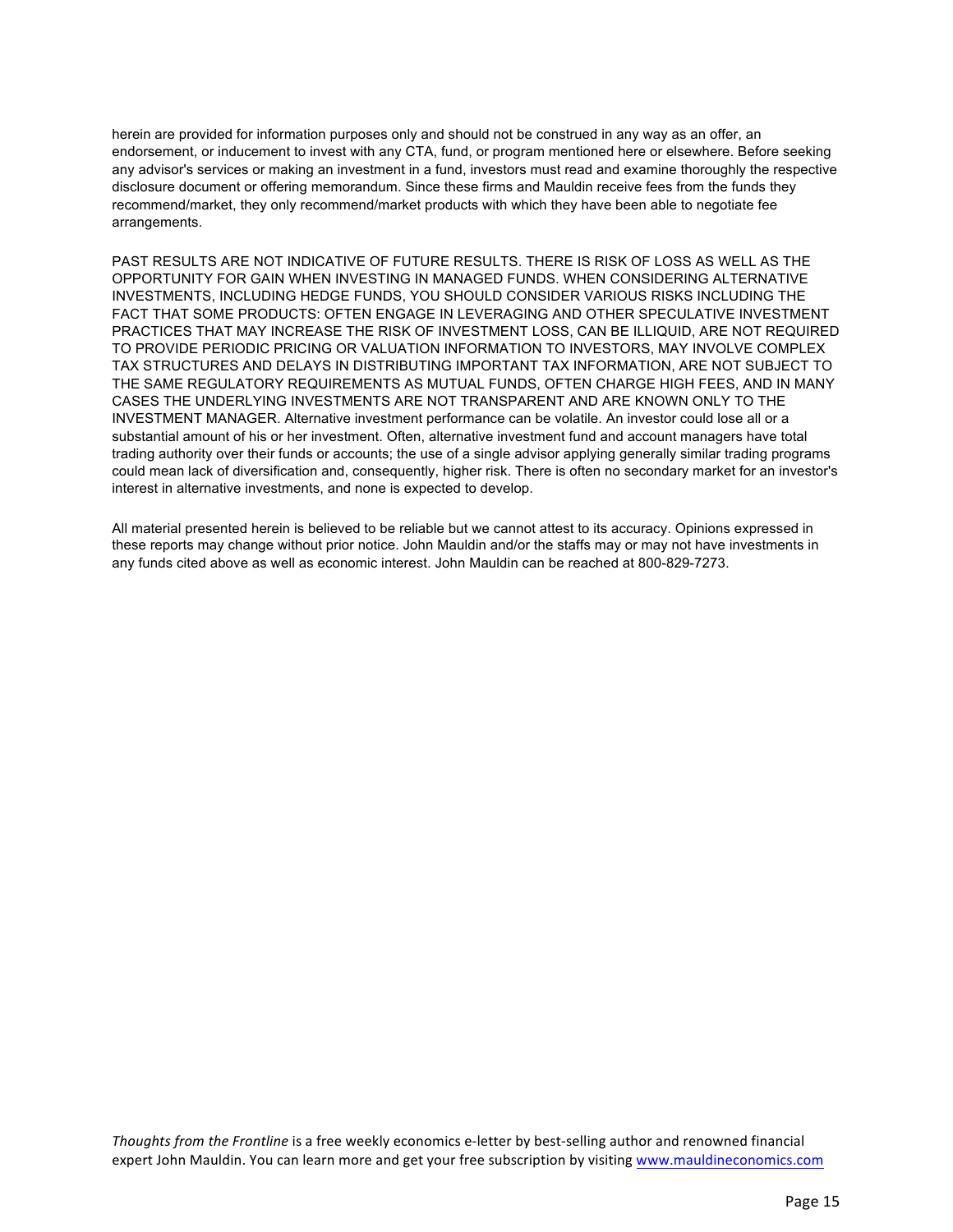herein are provided for information purposes only and should not be construed in any way as an offer, an endorsement, or inducement to invest with any CTA, fund, or program mentioned here or elsewhere. Before seeking any advisor's services or making an investment in a fund, investors must read and examine thoroughly the respective disclosure document or offering memorandum. Since these firms and Mauldin receive fees from the funds they recommend/market, they only recommend/market products with which they have been able to negotiate fee arrangements.

PAST RESULTS ARE NOT INDICATIVE OF FUTURE RESULTS. THERE IS RISK OF LOSS AS WELL AS THE OPPORTUNITY FOR GAIN WHEN INVESTING IN MANAGED FUNDS. WHEN CONSIDERING ALTERNATIVE INVESTMENTS, INCLUDING HEDGE FUNDS, YOU SHOULD CONSIDER VARIOUS RISKS INCLUDING THE FACT THAT SOME PRODUCTS: OFTEN ENGAGE IN LEVERAGING AND OTHER SPECULATIVE INVESTMENT PRACTICES THAT MAY INCREASE THE RISK OF INVESTMENT LOSS, CAN BE ILLIQUID, ARE NOT REQUIRED TO PROVIDE PERIODIC PRICING OR VALUATION INFORMATION TO INVESTORS, MAY INVOLVE COMPLEX TAX STRUCTURES AND DELAYS IN DISTRIBUTING IMPORTANT TAX INFORMATION, ARE NOT SUBJECT TO THE SAME REGULATORY REQUIREMENTS AS MUTUAL FUNDS, OFTEN CHARGE HIGH FEES, AND IN MANY CASES THE UNDERLYING INVESTMENTS ARE NOT TRANSPARENT AND ARE KNOWN ONLY TO THE INVESTMENT MANAGER. Alternative investment performance can be volatile. An investor could lose all or a substantial amount of his or her investment. Often, alternative investment fund and account managers have total trading authority over their funds or accounts; the use of a single advisor applying generally similar trading programs could mean lack of diversification and, consequently, higher risk. There is often no secondary market for an investor's interest in alternative investments, and none is expected to develop.

All material presented herein is believed to be reliable but we cannot attest to its accuracy. Opinions expressed in these reports may change without prior notice. John Mauldin and/or the staffs may or may not have investments in any funds cited above as well as economic interest. John Mauldin can be reached at 800-829-7273.